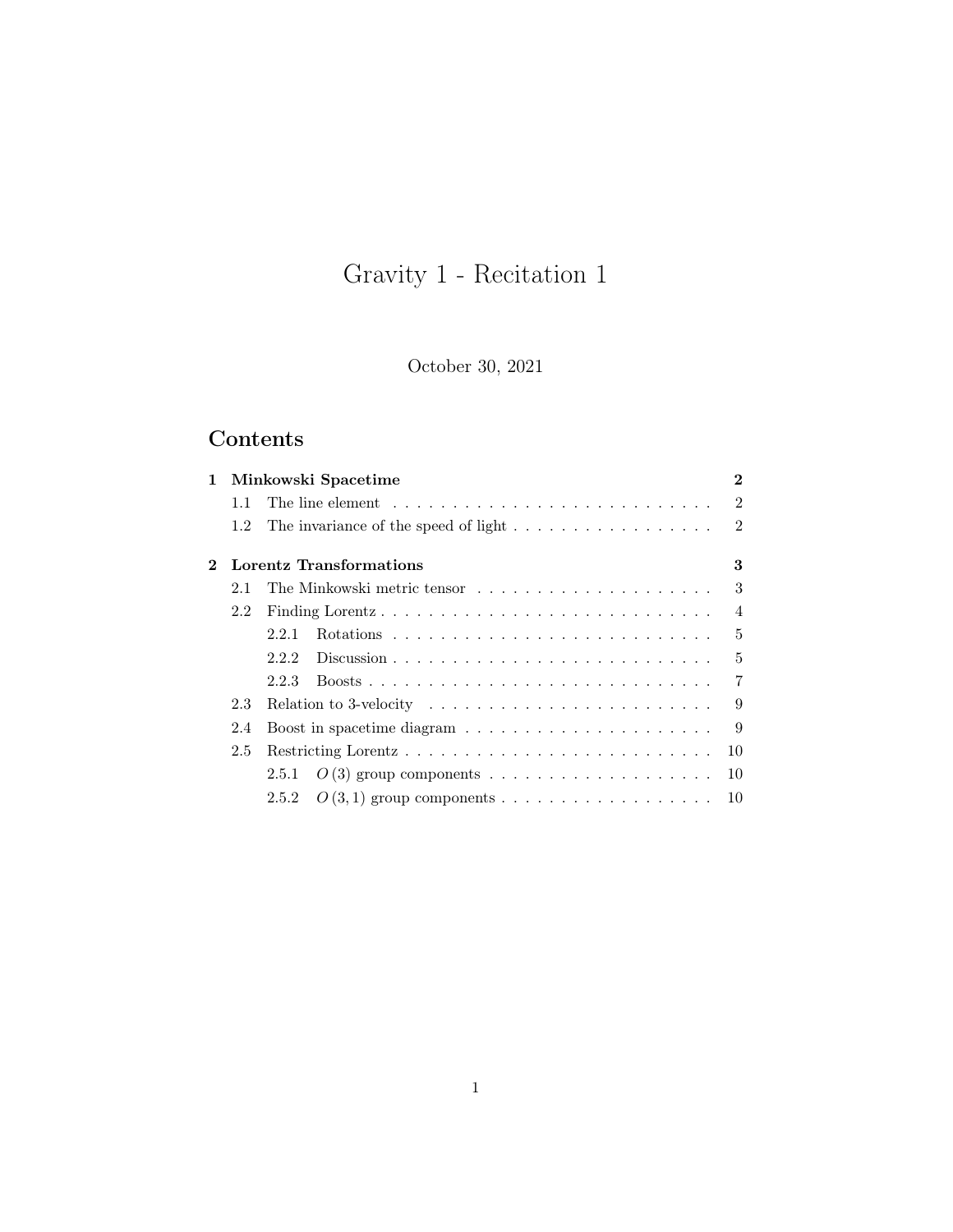# Gravity 1 - Recitation 1

October 30, 2021

## Contents

- **1 Minkowski Spacetime** — **2**
  - 1.1 The line element — 2
  - 1.2 The invariance of the speed of light — 2
- **2 Lorentz Transformations** — **3**
  - 2.1 The Minkowski metric tensor — 3
  - 2.2 Finding Lorentz — 4
    - 2.2.1 Rotations — 5
    - 2.2.2 Discussion — 5
    - 2.2.3 Boosts — 7
  - 2.3 Relation to 3-velocity — 9
  - 2.4 Boost in spacetime diagram — 9
  - 2.5 Restricting Lorentz — 10
    - 2.5.1 $O(3)$ group components — 10
    - 2.5.2 $O(3,1)$ group components — 10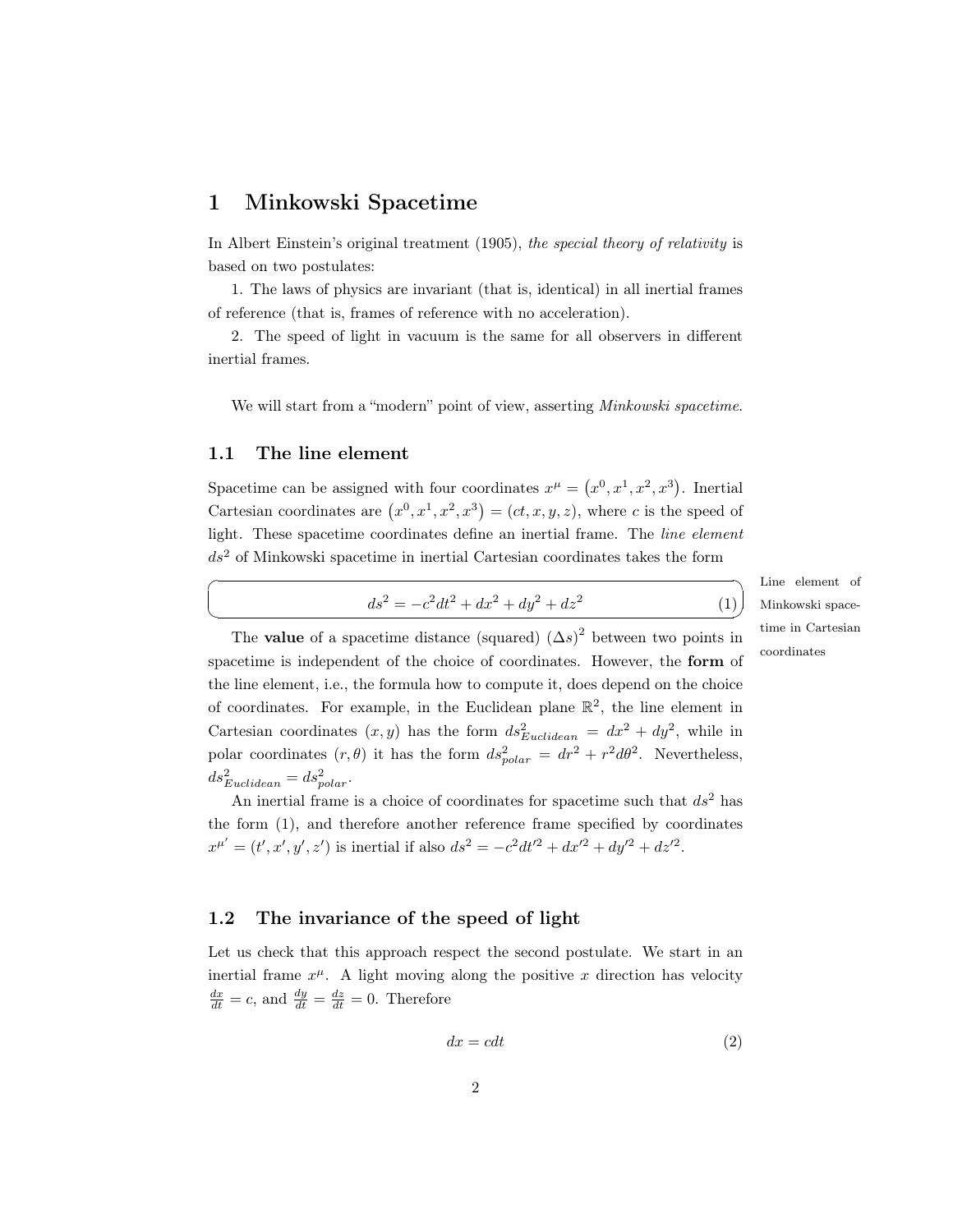# 1 Minkowski Spacetime

In Albert Einstein's original treatment (1905), *the special theory of relativity* is based on two postulates:

1. The laws of physics are invariant (that is, identical) in all inertial frames of reference (that is, frames of reference with no acceleration).

2. The speed of light in vacuum is the same for all observers in different inertial frames.

We will start from a "modern" point of view, asserting *Minkowski spacetime*.

## 1.1 The line element

Spacetime can be assigned with four coordinates $x^\mu = \left(x^0, x^1, x^2, x^3\right)$. Inertial Cartesian coordinates are $\left(x^0, x^1, x^2, x^3\right) = (ct, x, y, z)$, where $c$ is the speed of light. These spacetime coordinates define an inertial frame. The *line element* $ds^2$ of Minkowski spacetime in inertial Cartesian coordinates takes the form

Line element of Minkowski spacetime in Cartesian coordinates

$$ds^2 = -c^2dt^2 + dx^2 + dy^2 + dz^2 \tag{1}$$

The **value** of a spacetime distance (squared) $(\Delta s)^2$ between two points in spacetime is independent of the choice of coordinates. However, the **form** of the line element, i.e., the formula how to compute it, does depend on the choice of coordinates. For example, in the Euclidean plane $\mathbb{R}^2$, the line element in Cartesian coordinates $(x, y)$ has the form $ds^2_{Euclidean} = dx^2 + dy^2$, while in polar coordinates $(r, \theta)$ it has the form $ds^2_{polar} = dr^2 + r^2d\theta^2$. Nevertheless, $ds^2_{Euclidean} = ds^2_{polar}$.

An inertial frame is a choice of coordinates for spacetime such that $ds^2$ has the form (1), and therefore another reference frame specified by coordinates $x^{\mu'} = (t', x', y', z')$ is inertial if also $ds^2 = -c^2dt'^2 + dx'^2 + dy'^2 + dz'^2$.

## 1.2 The invariance of the speed of light

Let us check that this approach respect the second postulate. We start in an inertial frame $x^\mu$. A light moving along the positive $x$ direction has velocity $\frac{dx}{dt} = c$, and $\frac{dy}{dt} = \frac{dz}{dt} = 0$. Therefore

$$dx = cdt \tag{2}$$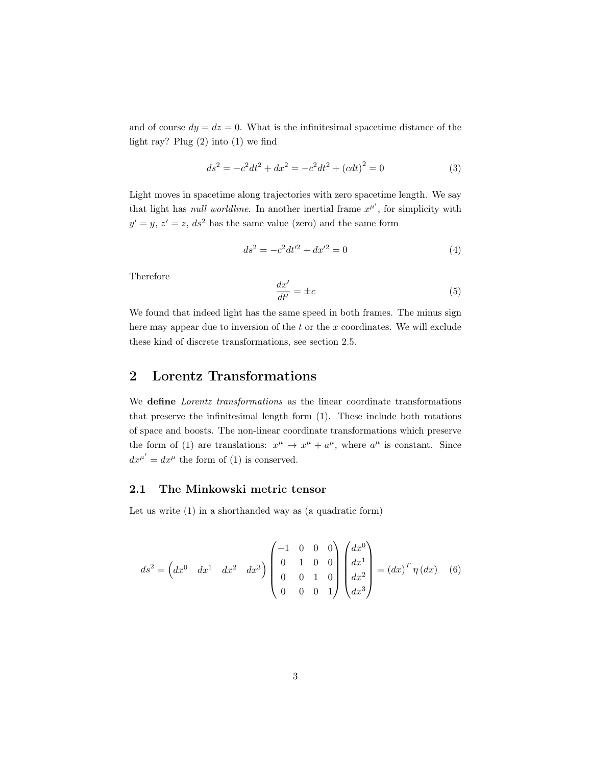and of course $dy = dz = 0$. What is the infinitesimal spacetime distance of the light ray? Plug (2) into (1) we find

$$ds^2 = -c^2 dt^2 + dx^2 = -c^2 dt^2 + (cdt)^2 = 0 \tag{3}$$

Light moves in spacetime along trajectories with zero spacetime length. We say that light has *null worldline*. In another inertial frame $x^{\mu'}$, for simplicity with $y' = y$, $z' = z$, $ds^2$ has the same value (zero) and the same form

$$ds^2 = -c^2 dt'^2 + dx'^2 = 0 \tag{4}$$

Therefore

$$\frac{dx'}{dt'} = \pm c \tag{5}$$

We found that indeed light has the same speed in both frames. The minus sign here may appear due to inversion of the $t$ or the $x$ coordinates. We will exclude these kind of discrete transformations, see section 2.5.

# 2 Lorentz Transformations

We **define** *Lorentz transformations* as the linear coordinate transformations that preserve the infinitesimal length form (1). These include both rotations of space and boosts. The non-linear coordinate transformations which preserve the form of (1) are translations: $x^\mu \to x^\mu + a^\mu$, where $a^\mu$ is constant. Since $dx^{\mu'} = dx^\mu$ the form of (1) is conserved.

## 2.1 The Minkowski metric tensor

Let us write (1) in a shorthanded way as (a quadratic form)

$$ds^2 = \begin{pmatrix} dx^0 & dx^1 & dx^2 & dx^3 \end{pmatrix} \begin{pmatrix} -1 & 0 & 0 & 0 \\ 0 & 1 & 0 & 0 \\ 0 & 0 & 1 & 0 \\ 0 & 0 & 0 & 1 \end{pmatrix} \begin{pmatrix} dx^0 \\ dx^1 \\ dx^2 \\ dx^3 \end{pmatrix} = (dx)^T \eta \, (dx) \tag{6}$$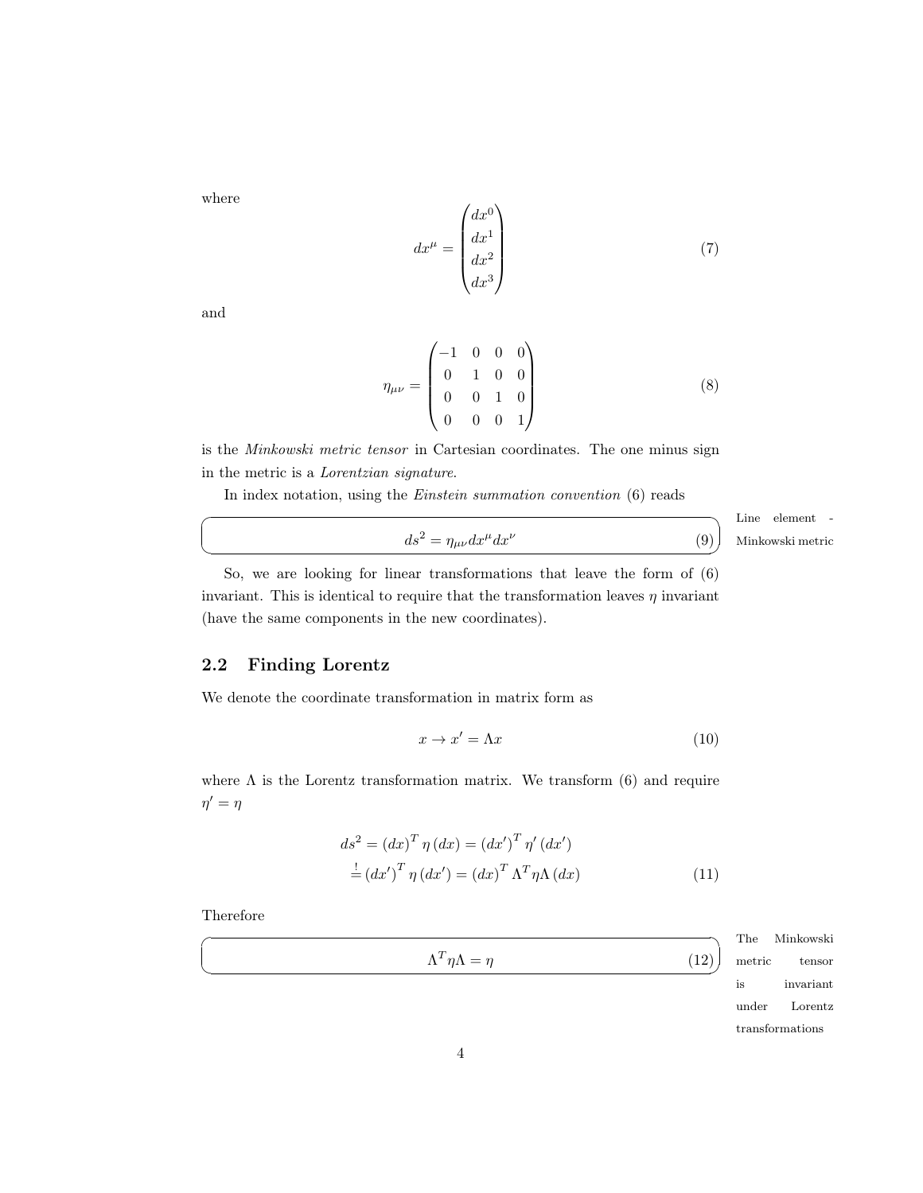where

$$dx^\mu = \begin{pmatrix} dx^0 \\ dx^1 \\ dx^2 \\ dx^3 \end{pmatrix} \tag{7}$$

and

$$\eta_{\mu\nu} = \begin{pmatrix} -1 & 0 & 0 & 0 \\ 0 & 1 & 0 & 0 \\ 0 & 0 & 1 & 0 \\ 0 & 0 & 0 & 1 \end{pmatrix} \tag{8}$$

is the *Minkowski metric tensor* in Cartesian coordinates. The one minus sign in the metric is a *Lorentzian signature*.

In index notation, using the *Einstein summation convention* (6) reads

$$ds^2 = \eta_{\mu\nu} dx^\mu dx^\nu \tag{9}$$

Line element - Minkowski metric

So, we are looking for linear transformations that leave the form of (6) invariant. This is identical to require that the transformation leaves $\eta$ invariant (have the same components in the new coordinates).

## 2.2 Finding Lorentz

We denote the coordinate transformation in matrix form as

$$x \to x' = \Lambda x \tag{10}$$

where $\Lambda$ is the Lorentz transformation matrix. We transform (6) and require $\eta' = \eta$

$$\begin{aligned} ds^2 &= (dx)^T \eta (dx) = (dx')^T \eta' (dx') \\ &\stackrel{!}{=} (dx')^T \eta (dx') = (dx)^T \Lambda^T \eta \Lambda (dx) \end{aligned} \tag{11}$$

Therefore

$$\Lambda^T \eta \Lambda = \eta \tag{12}$$

The Minkowski metric tensor is invariant under Lorentz transformations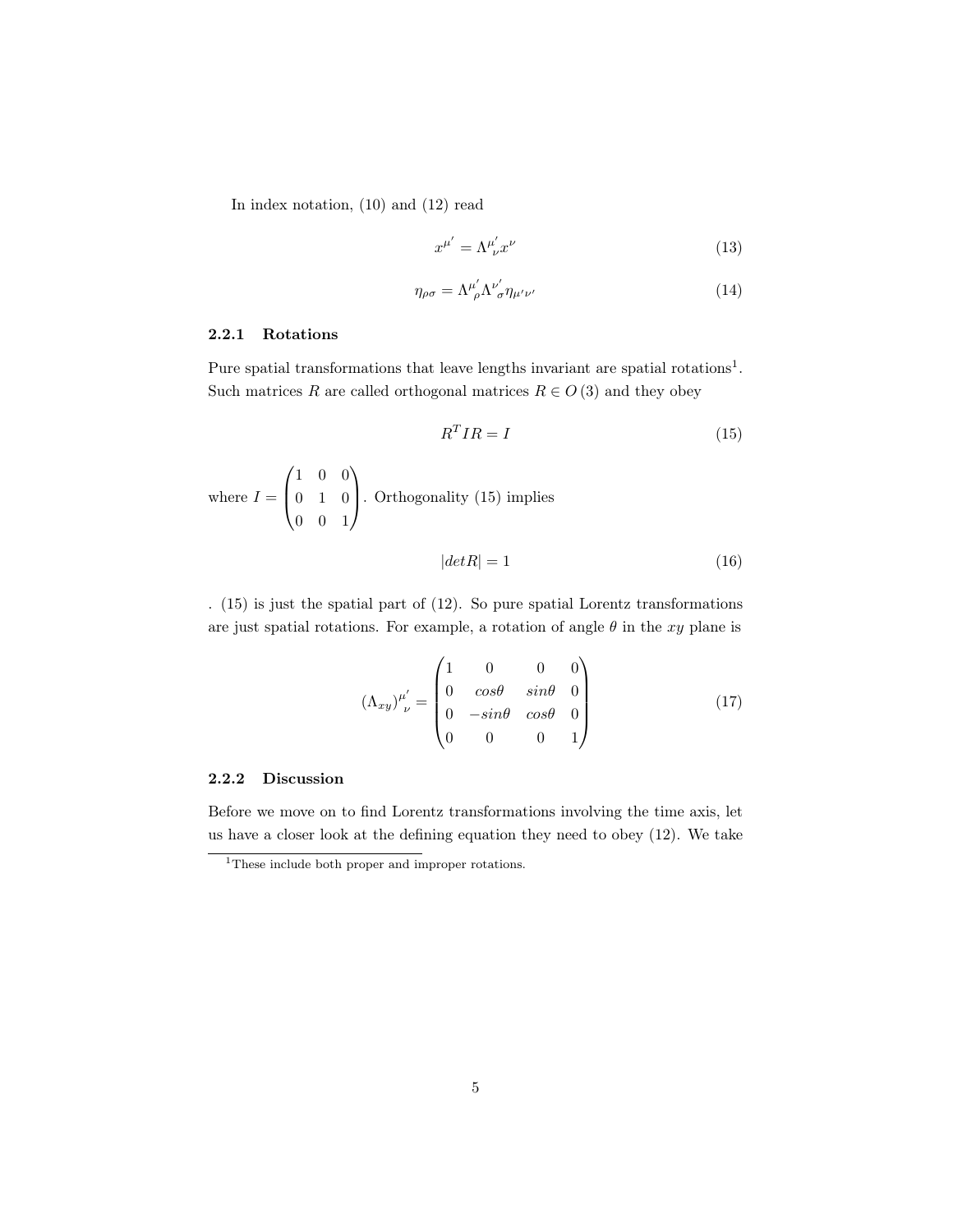In index notation, (10) and (12) read

$$x^{\mu'} = \Lambda^{\mu'}{}_{\nu} x^{\nu} \tag{13}$$

$$\eta_{\rho\sigma} = \Lambda^{\mu'}{}_{\rho} \Lambda^{\nu'}{}_{\sigma} \eta_{\mu'\nu'} \tag{14}$$

### 2.2.1 Rotations

Pure spatial transformations that leave lengths invariant are spatial rotations[1]. Such matrices $R$ are called orthogonal matrices $R \in O(3)$ and they obey

$$R^T I R = I \tag{15}$$

where $I = \begin{pmatrix} 1 & 0 & 0 \\ 0 & 1 & 0 \\ 0 & 0 & 1 \end{pmatrix}$. Orthogonality (15) implies

$$|detR| = 1 \tag{16}$$

. (15) is just the spatial part of (12). So pure spatial Lorentz transformations are just spatial rotations. For example, a rotation of angle $\theta$ in the $xy$ plane is

$$(\Lambda_{xy})^{\mu'}{}_{\nu} = \begin{pmatrix} 1 & 0 & 0 & 0 \\ 0 & cos\theta & sin\theta & 0 \\ 0 & -sin\theta & cos\theta & 0 \\ 0 & 0 & 0 & 1 \end{pmatrix} \tag{17}$$

### 2.2.2 Discussion

Before we move on to find Lorentz transformations involving the time axis, let us have a closer look at the defining equation they need to obey (12). We take

[1] These include both proper and improper rotations.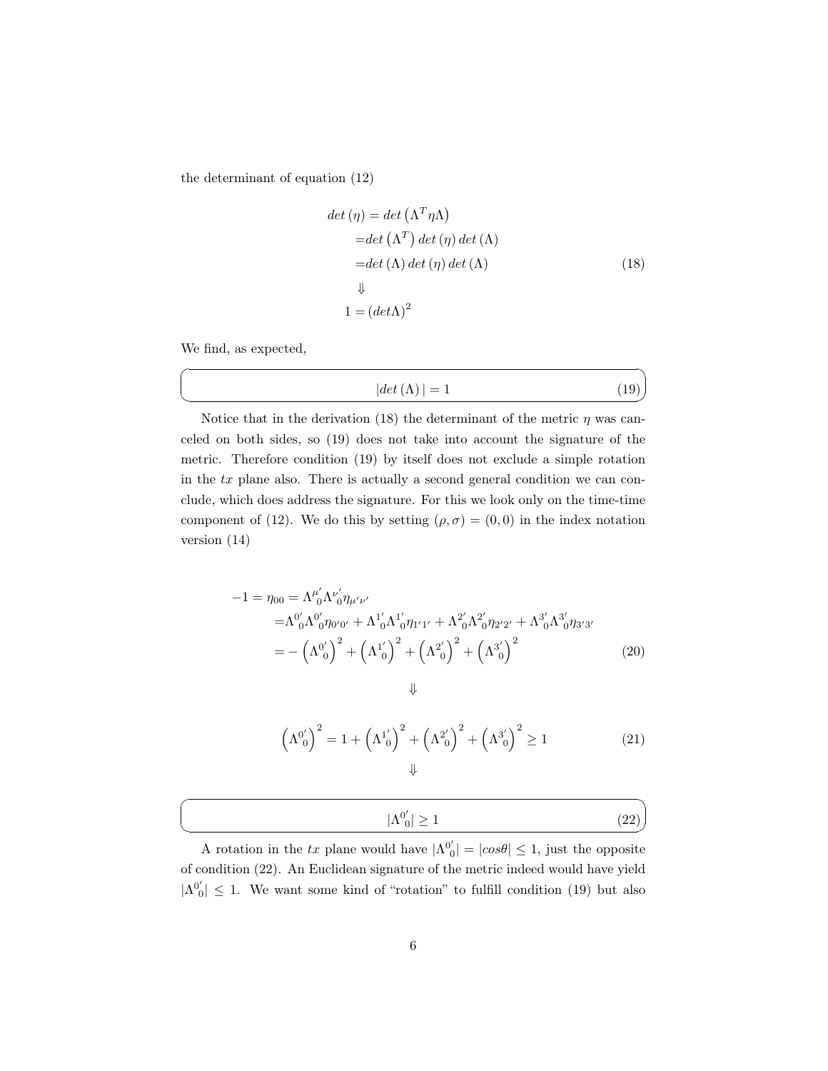the determinant of equation (12)

$$
\begin{aligned}
det\left(\eta\right) &= det\left(\Lambda^{T}\eta\Lambda\right) \\
&= det\left(\Lambda^{T}\right)det\left(\eta\right)det\left(\Lambda\right) \\
&= det\left(\Lambda\right)det\left(\eta\right)det\left(\Lambda\right) \\
&\Downarrow \\
1 &= \left(det\Lambda\right)^{2}
\end{aligned}
\tag{18}
$$

We find, as expected,

$$
|det\left(\Lambda\right)| = 1 \tag{19}
$$

Notice that in the derivation (18) the determinant of the metric $\eta$ was canceled on both sides, so (19) does not take into account the signature of the metric. Therefore condition (19) by itself does not exclude a simple rotation in the $tx$ plane also. There is actually a second general condition we can conclude, which does address the signature. For this we look only on the time-time component of (12). We do this by setting $(\rho,\sigma)=(0,0)$ in the index notation version (14)

$$
\begin{aligned}
-1 = \eta_{00} &= \Lambda^{\mu'}{}_{0}\Lambda^{\nu'}{}_{0}\eta_{\mu'\nu'} \\
&= \Lambda^{0'}{}_{0}\Lambda^{0'}{}_{0}\eta_{0'0'} + \Lambda^{1'}{}_{0}\Lambda^{1'}{}_{0}\eta_{1'1'} + \Lambda^{2'}{}_{0}\Lambda^{2'}{}_{0}\eta_{2'2'} + \Lambda^{3'}{}_{0}\Lambda^{3'}{}_{0}\eta_{3'3'} \\
&= -\left(\Lambda^{0'}{}_{0}\right)^{2} + \left(\Lambda^{1'}{}_{0}\right)^{2} + \left(\Lambda^{2'}{}_{0}\right)^{2} + \left(\Lambda^{3'}{}_{0}\right)^{2}
\end{aligned}
\tag{20}
$$

$$\Downarrow$$

$$
\left(\Lambda^{0'}{}_{0}\right)^{2} = 1 + \left(\Lambda^{1'}{}_{0}\right)^{2} + \left(\Lambda^{2'}{}_{0}\right)^{2} + \left(\Lambda^{3'}{}_{0}\right)^{2} \geq 1 \tag{21}
$$

$$\Downarrow$$

$$
|\Lambda^{0'}{}_{0}| \geq 1 \tag{22}
$$

A rotation in the $tx$ plane would have $|\Lambda^{0'}{}_{0}| = |cos\theta| \leq 1$, just the opposite of condition (22). An Euclidean signature of the metric indeed would have yield $|\Lambda^{0'}{}_{0}| \leq 1$. We want some kind of "rotation" to fulfill condition (19) but also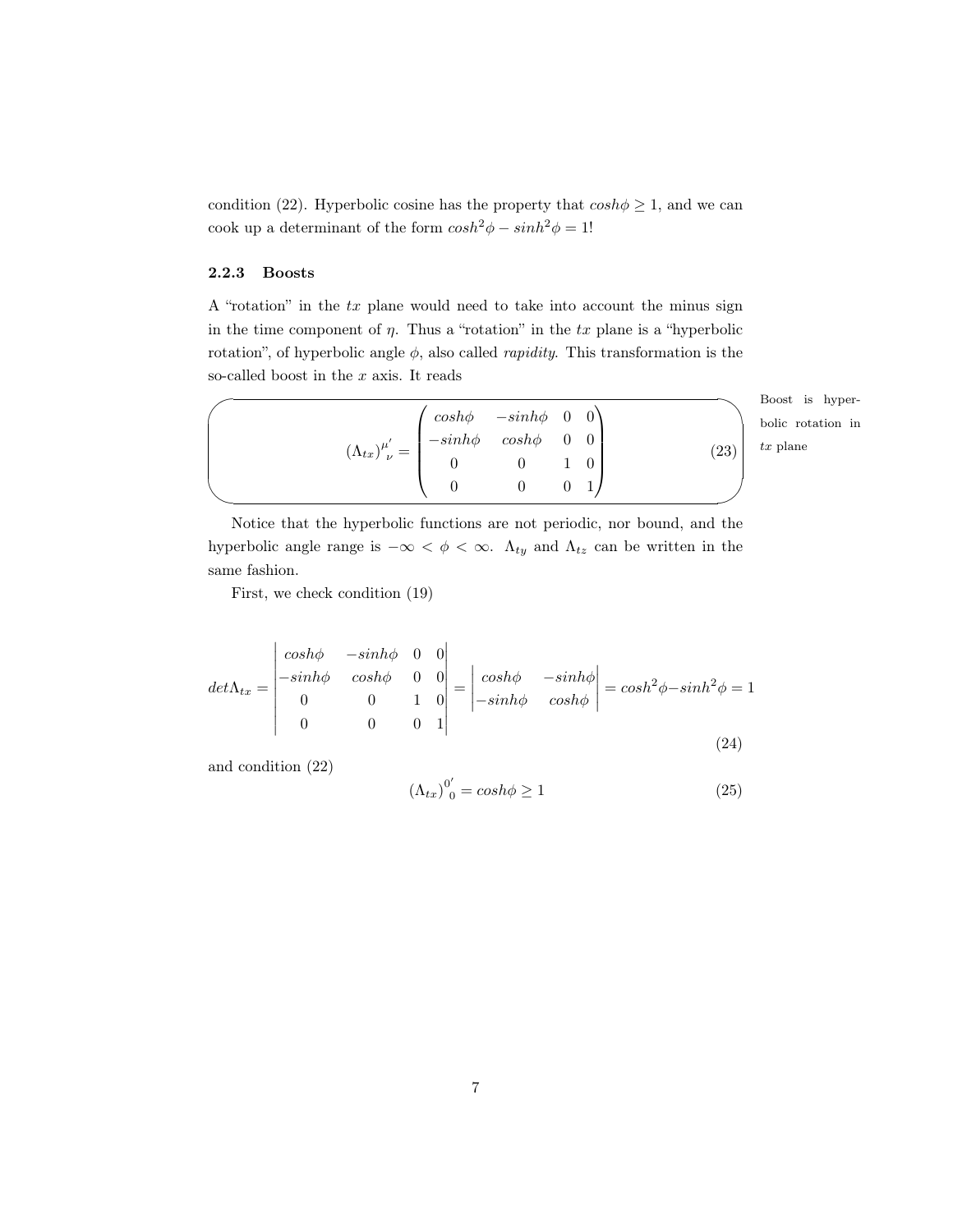condition (22). Hyperbolic cosine has the property that $cosh\phi \geq 1$, and we can cook up a determinant of the form $cosh^2\phi - sinh^2\phi = 1$!

### 2.2.3 Boosts

A “rotation” in the $tx$ plane would need to take into account the minus sign in the time component of $\eta$. Thus a “rotation” in the $tx$ plane is a “hyperbolic rotation”, of hyperbolic angle $\phi$, also called *rapidity*. This transformation is the so-called boost in the $x$ axis. It reads

Boost is hyperbolic rotation in $tx$ plane

$$(\Lambda_{tx})^{\mu'}_{\ \nu} = \begin{pmatrix} cosh\phi & -sinh\phi & 0 & 0 \\ -sinh\phi & cosh\phi & 0 & 0 \\ 0 & 0 & 1 & 0 \\ 0 & 0 & 0 & 1 \end{pmatrix} \tag{23}$$

Notice that the hyperbolic functions are not periodic, nor bound, and the hyperbolic angle range is $-\infty < \phi < \infty$. $\Lambda_{ty}$ and $\Lambda_{tz}$ can be written in the same fashion.

First, we check condition (19)

$$det\Lambda_{tx} = \begin{vmatrix} cosh\phi & -sinh\phi & 0 & 0 \\ -sinh\phi & cosh\phi & 0 & 0 \\ 0 & 0 & 1 & 0 \\ 0 & 0 & 0 & 1 \end{vmatrix} = \begin{vmatrix} cosh\phi & -sinh\phi \\ -sinh\phi & cosh\phi \end{vmatrix} = cosh^2\phi - sinh^2\phi = 1 \tag{24}$$

and condition (22)

$$(\Lambda_{tx})^{0'}_{\ 0} = cosh\phi \geq 1 \tag{25}$$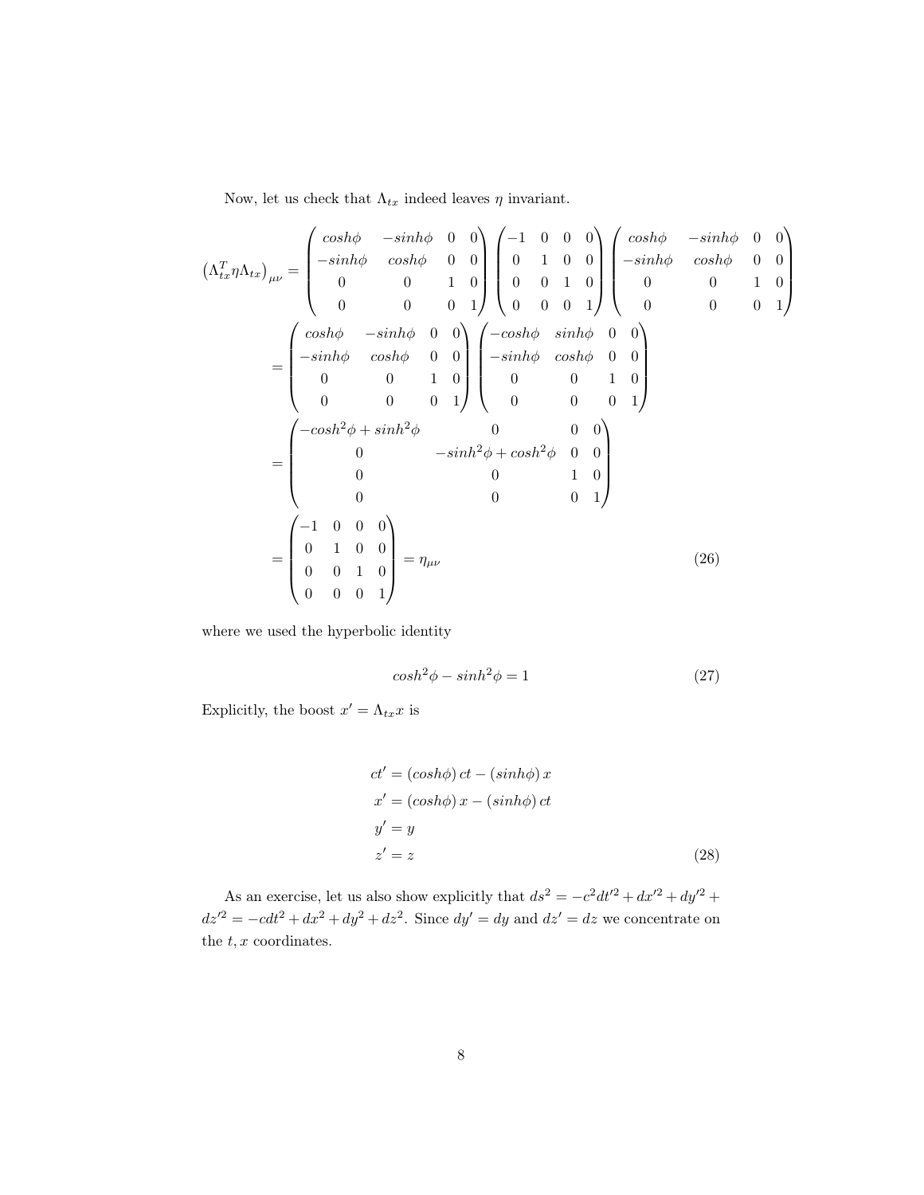Now, let us check that $\Lambda_{tx}$ indeed leaves $\eta$ invariant.

$$
\begin{aligned}
\left(\Lambda_{tx}^T \eta \Lambda_{tx}\right)_{\mu\nu} &= \begin{pmatrix} cosh\phi & -sinh\phi & 0 & 0 \\ -sinh\phi & cosh\phi & 0 & 0 \\ 0 & 0 & 1 & 0 \\ 0 & 0 & 0 & 1 \end{pmatrix} \begin{pmatrix} -1 & 0 & 0 & 0 \\ 0 & 1 & 0 & 0 \\ 0 & 0 & 1 & 0 \\ 0 & 0 & 0 & 1 \end{pmatrix} \begin{pmatrix} cosh\phi & -sinh\phi & 0 & 0 \\ -sinh\phi & cosh\phi & 0 & 0 \\ 0 & 0 & 1 & 0 \\ 0 & 0 & 0 & 1 \end{pmatrix} \\
&= \begin{pmatrix} cosh\phi & -sinh\phi & 0 & 0 \\ -sinh\phi & cosh\phi & 0 & 0 \\ 0 & 0 & 1 & 0 \\ 0 & 0 & 0 & 1 \end{pmatrix} \begin{pmatrix} -cosh\phi & sinh\phi & 0 & 0 \\ -sinh\phi & cosh\phi & 0 & 0 \\ 0 & 0 & 1 & 0 \\ 0 & 0 & 0 & 1 \end{pmatrix} \\
&= \begin{pmatrix} -cosh^2\phi + sinh^2\phi & 0 & 0 & 0 \\ 0 & -sinh^2\phi + cosh^2\phi & 0 & 0 \\ 0 & 0 & 1 & 0 \\ 0 & 0 & 0 & 1 \end{pmatrix} \\
&= \begin{pmatrix} -1 & 0 & 0 & 0 \\ 0 & 1 & 0 & 0 \\ 0 & 0 & 1 & 0 \\ 0 & 0 & 0 & 1 \end{pmatrix} = \eta_{\mu\nu}
\end{aligned} \tag{26}
$$

where we used the hyperbolic identity

$$
cosh^2\phi - sinh^2\phi = 1 \tag{27}
$$

Explicitly, the boost $x' = \Lambda_{tx} x$ is

$$
\begin{aligned}
ct' &= (cosh\phi)\, ct - (sinh\phi)\, x \\
x' &= (cosh\phi)\, x - (sinh\phi)\, ct \\
y' &= y \\
z' &= z
\end{aligned} \tag{28}
$$

As an exercise, let us also show explicitly that $ds^2 = -c^2 dt'^2 + dx'^2 + dy'^2 + dz'^2 = -cdt^2 + dx^2 + dy^2 + dz^2$. Since $dy' = dy$ and $dz' = dz$ we concentrate on the $t, x$ coordinates.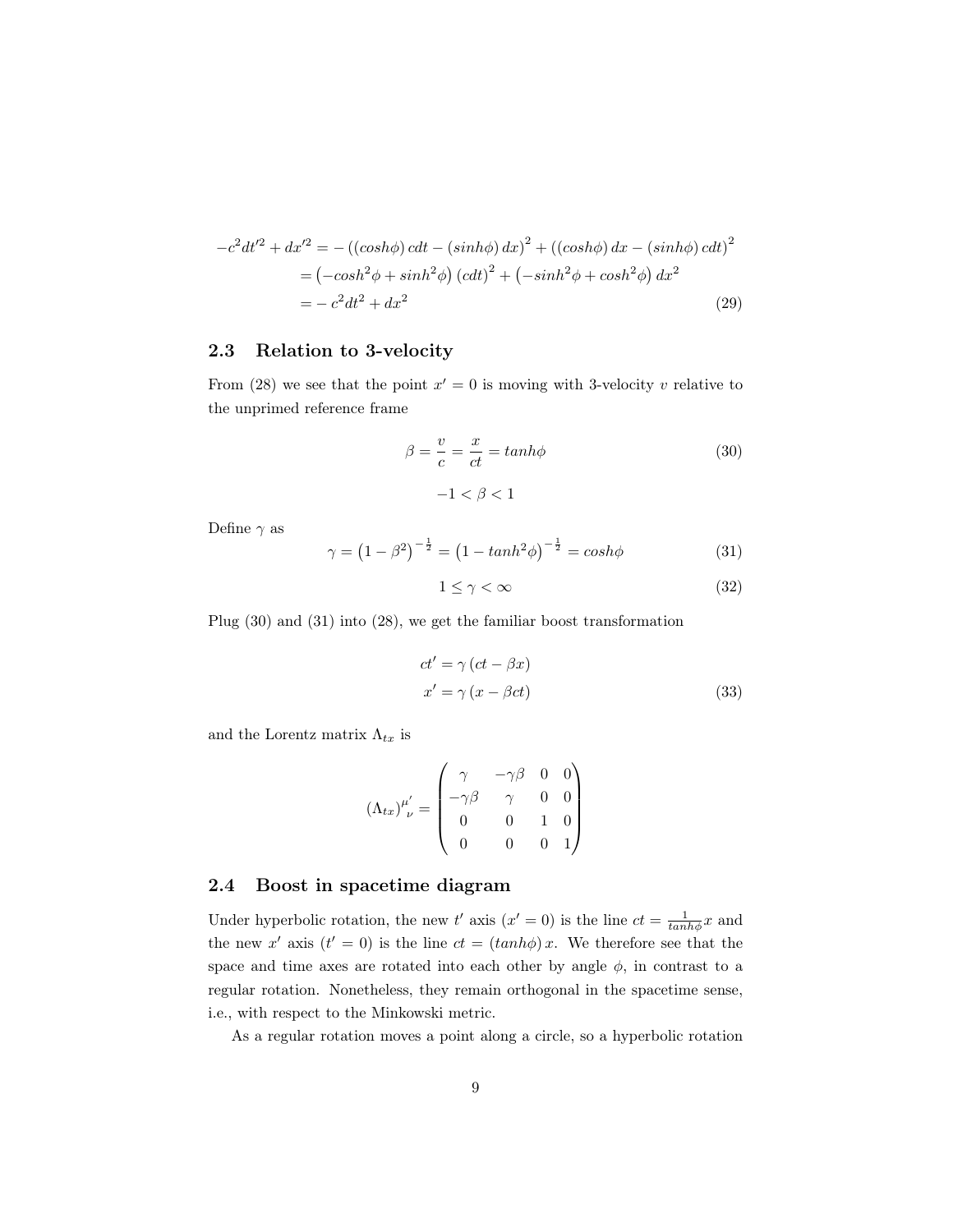$$
\begin{aligned}
-c^2dt'^2 + dx'^2 =& -\left((cosh\phi)\, cdt - (sinh\phi)\, dx\right)^2 + \left((cosh\phi)\, dx - (sinh\phi)\, cdt\right)^2 \\
=& \left(-cosh^2\phi + sinh^2\phi\right)(cdt)^2 + \left(-sinh^2\phi + cosh^2\phi\right) dx^2 \\
=& -c^2dt^2 + dx^2
\end{aligned}
\tag{29}
$$

## 2.3 Relation to 3-velocity

From (28) we see that the point $x' = 0$ is moving with 3-velocity $v$ relative to the unprimed reference frame

$$
\beta = \frac{v}{c} = \frac{x}{ct} = tanh\phi \tag{30}
$$

$$
-1 < \beta < 1
$$

Define $\gamma$ as

$$
\gamma = \left(1 - \beta^2\right)^{-\frac{1}{2}} = \left(1 - tanh^2\phi\right)^{-\frac{1}{2}} = cosh\phi \tag{31}
$$

$$
1 \leq \gamma < \infty \tag{32}
$$

Plug (30) and (31) into (28), we get the familiar boost transformation

$$
\begin{aligned}
ct' &= \gamma\left(ct - \beta x\right) \\
x' &= \gamma\left(x - \beta ct\right)
\end{aligned}
\tag{33}
$$

and the Lorentz matrix $\Lambda_{tx}$ is

$$
\left(\Lambda_{tx}\right)^{\mu'}_{\ \nu} = \begin{pmatrix} \gamma & -\gamma\beta & 0 & 0 \\ -\gamma\beta & \gamma & 0 & 0 \\ 0 & 0 & 1 & 0 \\ 0 & 0 & 0 & 1 \end{pmatrix}
$$

## 2.4 Boost in spacetime diagram

Under hyperbolic rotation, the new $t'$ axis ($x' = 0$) is the line $ct = \frac{1}{tanh\phi}x$ and the new $x'$ axis ($t' = 0$) is the line $ct = (tanh\phi)\, x$. We therefore see that the space and time axes are rotated into each other by angle $\phi$, in contrast to a regular rotation. Nonetheless, they remain orthogonal in the spacetime sense, i.e., with respect to the Minkowski metric.

As a regular rotation moves a point along a circle, so a hyperbolic rotation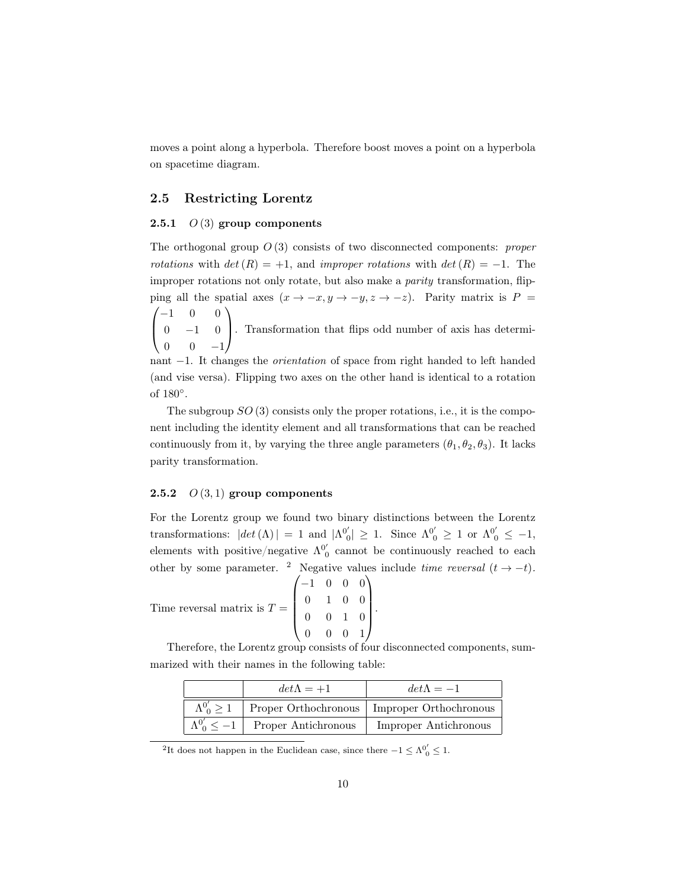moves a point along a hyperbola. Therefore boost moves a point on a hyperbola on spacetime diagram.

## 2.5 Restricting Lorentz

### 2.5.1 $O(3)$ group components

The orthogonal group $O(3)$ consists of two disconnected components: *proper rotations* with $det(R) = +1$, and *improper rotations* with $det(R) = -1$. The improper rotations not only rotate, but also make a *parity* transformation, flipping all the spatial axes ($x \to -x, y \to -y, z \to -z$). Parity matrix is $P = \begin{pmatrix} -1 & 0 & 0 \\ 0 & -1 & 0 \\ 0 & 0 & -1 \end{pmatrix}$. Transformation that flips odd number of axis has determinant $-1$. It changes the *orientation* of space from right handed to left handed (and vise versa). Flipping two axes on the other hand is identical to a rotation of $180°$.

The subgroup $SO(3)$ consists only the proper rotations, i.e., it is the component including the identity element and all transformations that can be reached continuously from it, by varying the three angle parameters $(\theta_1, \theta_2, \theta_3)$. It lacks parity transformation.

### 2.5.2 $O(3,1)$ group components

For the Lorentz group we found two binary distinctions between the Lorentz transformations: $|det(\Lambda)| = 1$ and $|\Lambda^{0'}_{\ 0}| \geq 1$. Since $\Lambda^{0'}_{\ 0} \geq 1$ or $\Lambda^{0'}_{\ 0} \leq -1$, elements with positive/negative $\Lambda^{0'}_{\ 0}$ cannot be continuously reached to each other by some parameter. [2] Negative values include *time reversal* ($t \to -t$). Time reversal matrix is $T = \begin{pmatrix} -1 & 0 & 0 & 0 \\ 0 & 1 & 0 & 0 \\ 0 & 0 & 1 & 0 \\ 0 & 0 & 0 & 1 \end{pmatrix}$.

Therefore, the Lorentz group consists of four disconnected components, summarized with their names in the following table:

| | $det\Lambda = +1$ | $det\Lambda = -1$ |
|---|---|---|
| $\Lambda^{0'}_{\ 0} \geq 1$ | Proper Orthochronous | Improper Orthochronous |
| $\Lambda^{0'}_{\ 0} \leq -1$ | Proper Antichronous | Improper Antichronous |

[2] It does not happen in the Euclidean case, since there $-1 \leq \Lambda^{0'}_{\ 0} \leq 1$.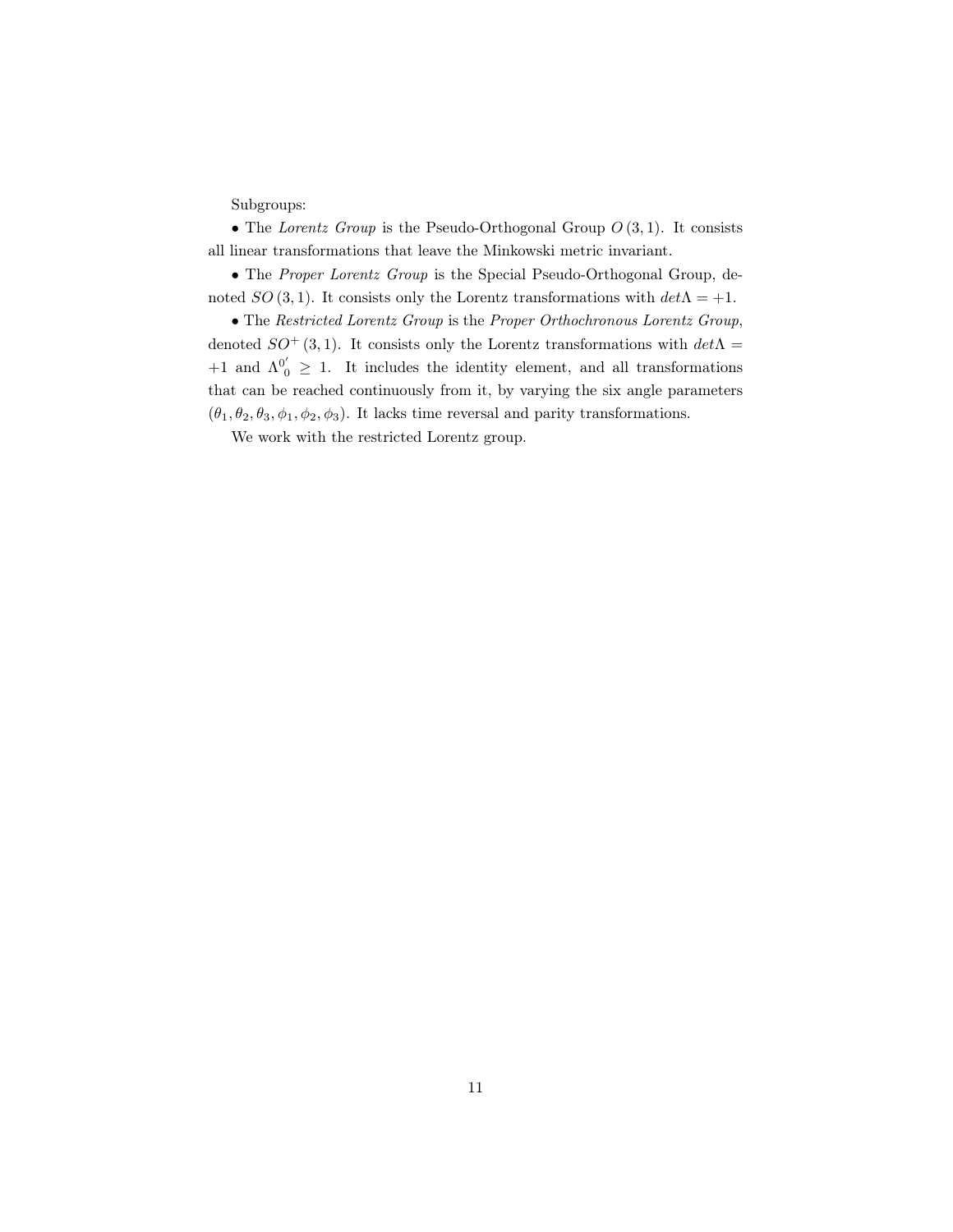Subgroups:

• The *Lorentz Group* is the Pseudo-Orthogonal Group $O(3,1)$. It consists all linear transformations that leave the Minkowski metric invariant.

• The *Proper Lorentz Group* is the Special Pseudo-Orthogonal Group, denoted $SO(3,1)$. It consists only the Lorentz transformations with $det\Lambda = +1$.

• The *Restricted Lorentz Group* is the *Proper Orthochronous Lorentz Group*, denoted $SO^{+}(3,1)$. It consists only the Lorentz transformations with $det\Lambda = +1$ and $\Lambda^{0'}_{\ 0} \geq 1$. It includes the identity element, and all transformations that can be reached continuously from it, by varying the six angle parameters $(\theta_1, \theta_2, \theta_3, \phi_1, \phi_2, \phi_3)$. It lacks time reversal and parity transformations.

We work with the restricted Lorentz group.